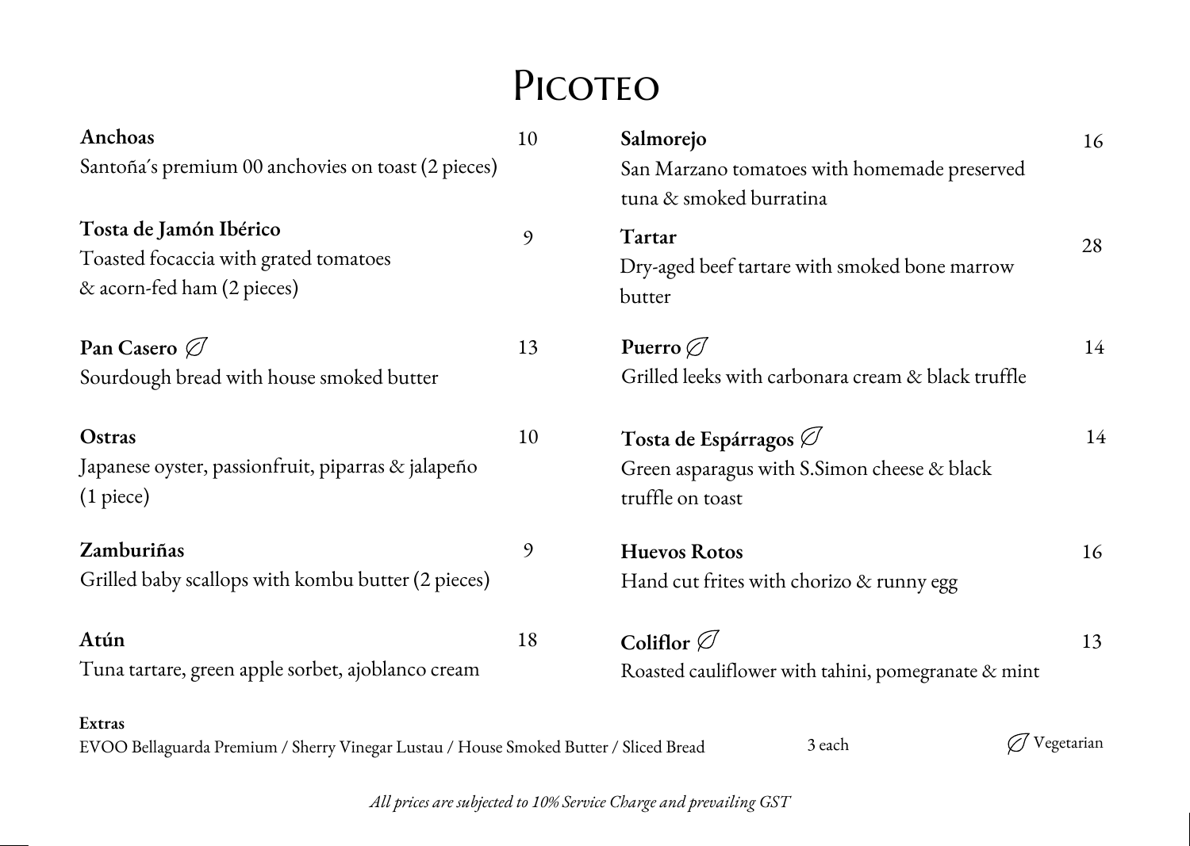# Picoteo

**Anchoas** 10
Santoña´s premium 00 anchovies on toast (2 pieces)

**Tosta de Jamón Ibérico** 9
Toasted focaccia with grated tomatoes & acorn-fed ham (2 pieces)

**Pan Casero** (V) 13
Sourdough bread with house smoked butter

**Ostras** 10
Japanese oyster, passionfruit, piparras & jalapeño (1 piece)

**Zamburiñas** 9
Grilled baby scallops with kombu butter (2 pieces)

**Atún** 18
Tuna tartare, green apple sorbet, ajoblanco cream

**Salmorejo** 16
San Marzano tomatoes with homemade preserved tuna & smoked burratina

**Tartar** 28
Dry-aged beef tartare with smoked bone marrow butter

**Puerro** (V) 14
Grilled leeks with carbonara cream & black truffle

**Tosta de Espárragos** (V) 14
Green asparagus with S.Simon cheese & black truffle on toast

**Huevos Rotos** 16
Hand cut frites with chorizo & runny egg

**Coliflor** (V) 13
Roasted cauliflower with tahini, pomegranate & mint

**Extras**
EVOO Bellaguarda Premium / Sherry Vinegar Lustau / House Smoked Butter / Sliced Bread — 3 each

(V) Vegetarian

*All prices are subjected to 10% Service Charge and prevailing GST*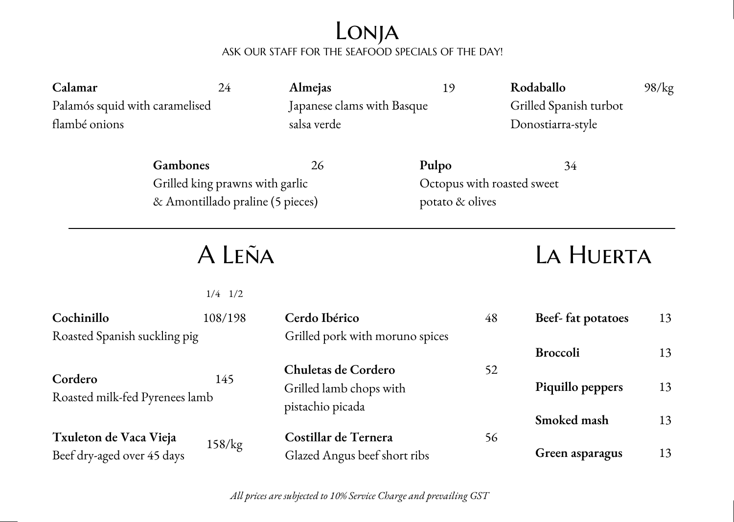# Lonja

ASK OUR STAFF FOR THE SEAFOOD SPECIALS OF THE DAY!

**Calamar** 24
Palamós squid with caramelised flambé onions

**Almejas** 19
Japanese clams with Basque salsa verde

**Rodaballo** 98/kg
Grilled Spanish turbot Donostiarra-style

**Gambones** 26
Grilled king prawns with garlic & Amontillado praline (5 pieces)

**Pulpo** 34
Octopus with roasted sweet potato & olives

---

# A Leña

1/4 1/2

**Cochinillo** 108/198
Roasted Spanish suckling pig

**Cordero** 145
Roasted milk-fed Pyrenees lamb

**Txuleton de Vaca Vieja** 158/kg
Beef dry-aged over 45 days

**Cerdo Ibérico** 48
Grilled pork with moruno spices

**Chuletas de Cordero** 52
Grilled lamb chops with pistachio picada

**Costillar de Ternera** 56
Glazed Angus beef short ribs

# La Huerta

**Beef- fat potatoes** 13

**Broccoli** 13

**Piquillo peppers** 13

**Smoked mash** 13

**Green asparagus** 13

*All prices are subjected to 10% Service Charge and prevailing GST*